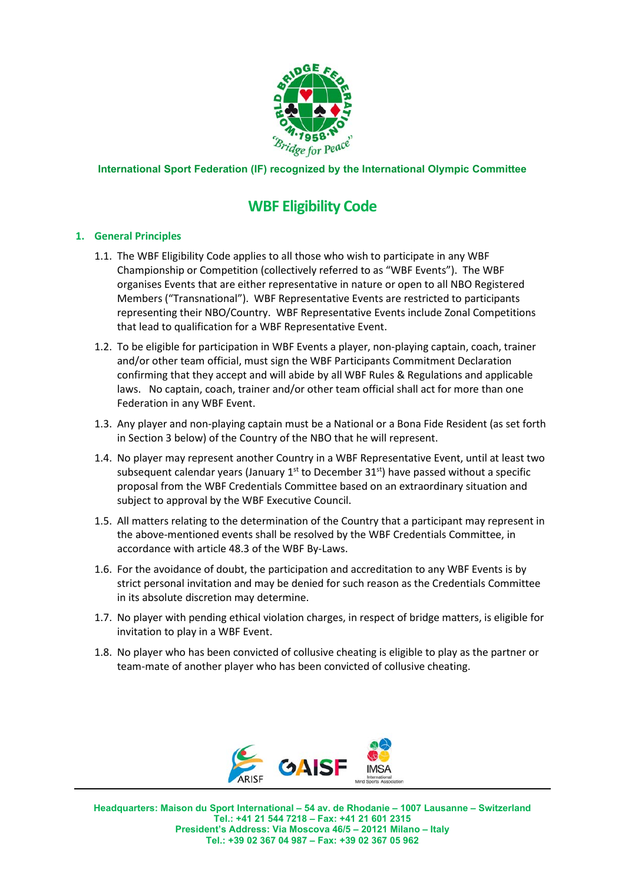International Sport Federation (IF) recognized by the International Olympic Committee

# WBF Eligibility Code

## 1. General Principles

1.1. The WBF Eligibility Code applies to all those who wish to participate in any WBF Championship or Competition (collectively referred to as "WBF Events"). The WBF organises Events that are either representative in nature or open to all NBO Registered Members ("Transnational"). WBF Representative Events are restricted to participants representing their NBO/Country. WBF Representative Events include Zonal Competitions that lead to qualification for a WBF Representative Event.

1.2. To be eligible for participation in WBF Events a player, non-playing captain, coach, trainer and/or other team official, must sign the WBF Participants Commitment Declaration confirming that they accept and will abide by all WBF Rules & Regulations and applicable laws. No captain, coach, trainer and/or other team official shall act for more than one Federation in any WBF Event.

1.3. Any player and non-playing captain must be a National or a Bona Fide Resident (as set forth in Section 3 below) of the Country of the NBO that he will represent.

1.4. No player may represent another Country in a WBF Representative Event, until at least two subsequent calendar years (January 1st to December 31st) have passed without a specific proposal from the WBF Credentials Committee based on an extraordinary situation and subject to approval by the WBF Executive Council.

1.5. All matters relating to the determination of the Country that a participant may represent in the above-mentioned events shall be resolved by the WBF Credentials Committee, in accordance with article 48.3 of the WBF By-Laws.

1.6. For the avoidance of doubt, the participation and accreditation to any WBF Events is by strict personal invitation and may be denied for such reason as the Credentials Committee in its absolute discretion may determine.

1.7. No player with pending ethical violation charges, in respect of bridge matters, is eligible for invitation to play in a WBF Event.

1.8. No player who has been convicted of collusive cheating is eligible to play as the partner or team-mate of another player who has been convicted of collusive cheating.

Headquarters: Maison du Sport International – 54 av. de Rhodanie – 1007 Lausanne – Switzerland
Tel.: +41 21 544 7218 – Fax: +41 21 601 2315
President's Address: Via Moscova 46/5 – 20121 Milano – Italy
Tel.: +39 02 367 04 987 – Fax: +39 02 367 05 962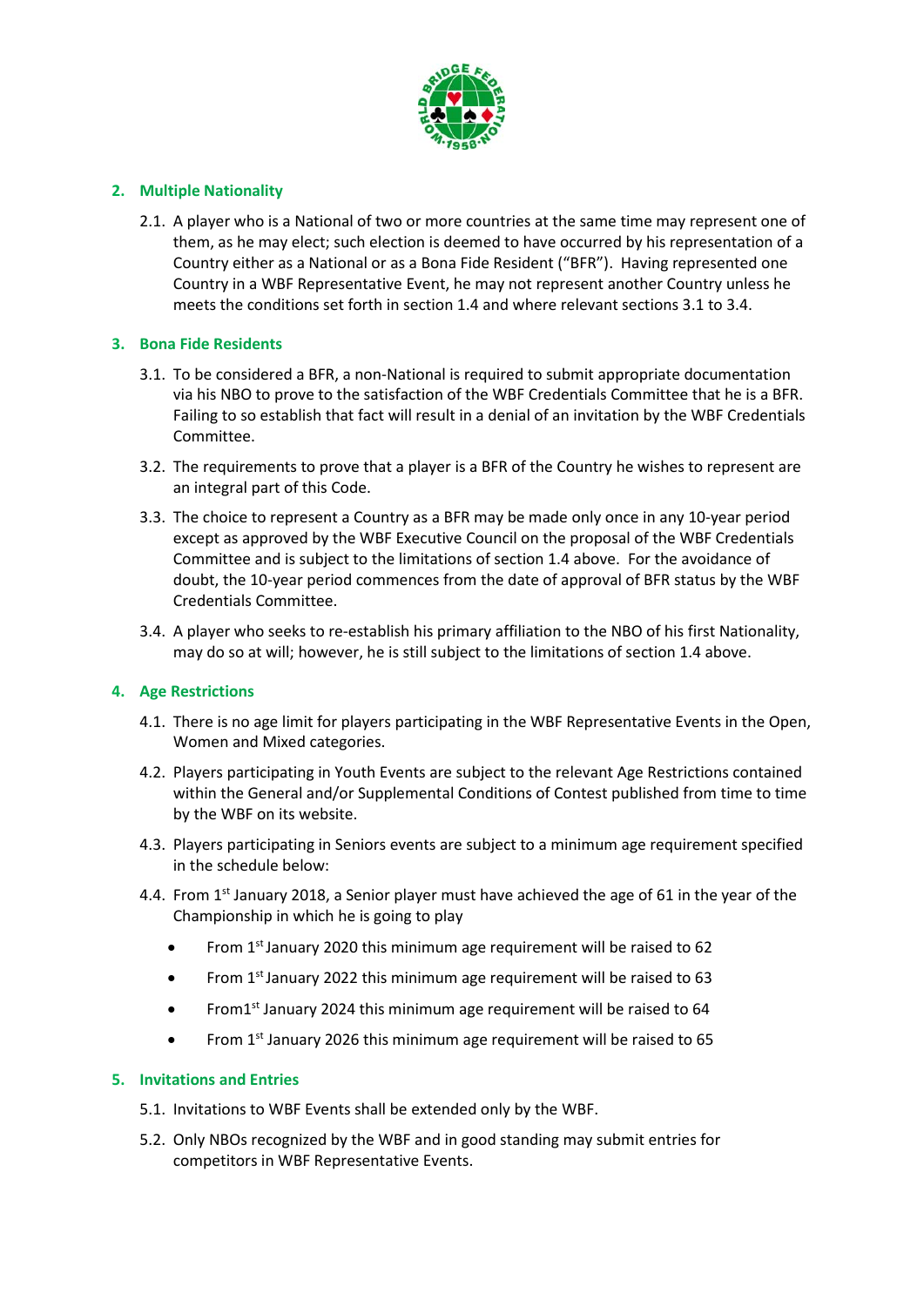## 2. Multiple Nationality

2.1. A player who is a National of two or more countries at the same time may represent one of them, as he may elect; such election is deemed to have occurred by his representation of a Country either as a National or as a Bona Fide Resident ("BFR"). Having represented one Country in a WBF Representative Event, he may not represent another Country unless he meets the conditions set forth in section 1.4 and where relevant sections 3.1 to 3.4.

## 3. Bona Fide Residents

3.1. To be considered a BFR, a non-National is required to submit appropriate documentation via his NBO to prove to the satisfaction of the WBF Credentials Committee that he is a BFR. Failing to so establish that fact will result in a denial of an invitation by the WBF Credentials Committee.

3.2. The requirements to prove that a player is a BFR of the Country he wishes to represent are an integral part of this Code.

3.3. The choice to represent a Country as a BFR may be made only once in any 10-year period except as approved by the WBF Executive Council on the proposal of the WBF Credentials Committee and is subject to the limitations of section 1.4 above. For the avoidance of doubt, the 10-year period commences from the date of approval of BFR status by the WBF Credentials Committee.

3.4. A player who seeks to re-establish his primary affiliation to the NBO of his first Nationality, may do so at will; however, he is still subject to the limitations of section 1.4 above.

## 4. Age Restrictions

4.1. There is no age limit for players participating in the WBF Representative Events in the Open, Women and Mixed categories.

4.2. Players participating in Youth Events are subject to the relevant Age Restrictions contained within the General and/or Supplemental Conditions of Contest published from time to time by the WBF on its website.

4.3. Players participating in Seniors events are subject to a minimum age requirement specified in the schedule below:

4.4. From 1st January 2018, a Senior player must have achieved the age of 61 in the year of the Championship in which he is going to play

- From 1st January 2020 this minimum age requirement will be raised to 62
- From 1st January 2022 this minimum age requirement will be raised to 63
- From1st January 2024 this minimum age requirement will be raised to 64
- From 1st January 2026 this minimum age requirement will be raised to 65

## 5. Invitations and Entries

5.1. Invitations to WBF Events shall be extended only by the WBF.

5.2. Only NBOs recognized by the WBF and in good standing may submit entries for competitors in WBF Representative Events.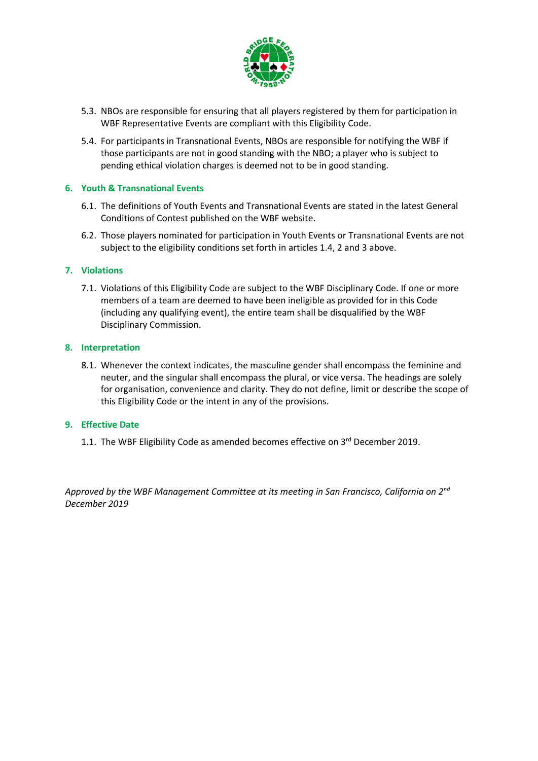5.3. NBOs are responsible for ensuring that all players registered by them for participation in WBF Representative Events are compliant with this Eligibility Code.

5.4. For participants in Transnational Events, NBOs are responsible for notifying the WBF if those participants are not in good standing with the NBO; a player who is subject to pending ethical violation charges is deemed not to be in good standing.

## 6. Youth & Transnational Events

6.1. The definitions of Youth Events and Transnational Events are stated in the latest General Conditions of Contest published on the WBF website.

6.2. Those players nominated for participation in Youth Events or Transnational Events are not subject to the eligibility conditions set forth in articles 1.4, 2 and 3 above.

## 7. Violations

7.1. Violations of this Eligibility Code are subject to the WBF Disciplinary Code. If one or more members of a team are deemed to have been ineligible as provided for in this Code (including any qualifying event), the entire team shall be disqualified by the WBF Disciplinary Commission.

## 8. Interpretation

8.1. Whenever the context indicates, the masculine gender shall encompass the feminine and neuter, and the singular shall encompass the plural, or vice versa. The headings are solely for organisation, convenience and clarity. They do not define, limit or describe the scope of this Eligibility Code or the intent in any of the provisions.

## 9. Effective Date

1.1. The WBF Eligibility Code as amended becomes effective on 3rd December 2019.

*Approved by the WBF Management Committee at its meeting in San Francisco, California on 2nd December 2019*